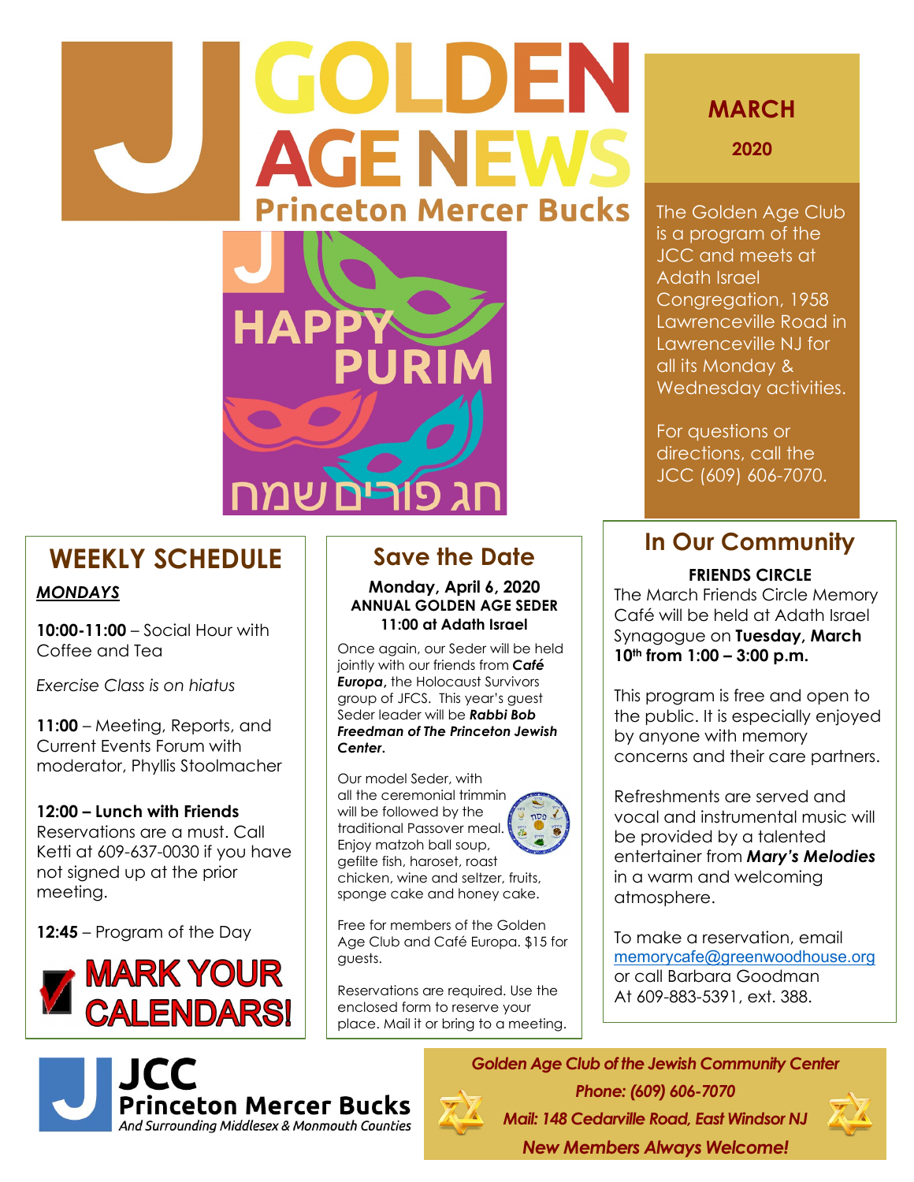# GOLDEN AGE NEWS

## Princeton Mercer Bucks

HAPPY PURIM

חג פורים שמח

**MARCH**

**2020**

The Golden Age Club is a program of the JCC and meets at Adath Israel Congregation, 1958 Lawrenceville Road in Lawrenceville NJ for all its Monday & Wednesday activities.

For questions or directions, call the JCC (609) 606-7070.

## WEEKLY SCHEDULE

***MONDAYS***

**10:00-11:00** – Social Hour with Coffee and Tea

*Exercise Class is on hiatus*

**11:00** – Meeting, Reports, and Current Events Forum with moderator, Phyllis Stoolmacher

**12:00 – Lunch with Friends**
Reservations are a must. Call Ketti at 609-637-0030 if you have not signed up at the prior meeting.

**12:45** – Program of the Day

**MARK YOUR CALENDARS!**

## Save the Date

**Monday, April 6, 2020**
**ANNUAL GOLDEN AGE SEDER**
**11:00 at Adath Israel**

Once again, our Seder will be held jointly with our friends from ***Café Europa***, the Holocaust Survivors group of JFCS. This year's guest Seder leader will be ***Rabbi Bob Freedman of The Princeton Jewish Center.***

Our model Seder, with all the ceremonial trimmin will be followed by the traditional Passover meal. Enjoy matzoh ball soup, gefilte fish, haroset, roast chicken, wine and seltzer, fruits, sponge cake and honey cake.

Free for members of the Golden Age Club and Café Europa. $15 for guests.

Reservations are required. Use the enclosed form to reserve your place. Mail it or bring to a meeting.

## In Our Community

**FRIENDS CIRCLE**

The March Friends Circle Memory Café will be held at Adath Israel Synagogue on **Tuesday, March 10th from 1:00 – 3:00 p.m.**

This program is free and open to the public. It is especially enjoyed by anyone with memory concerns and their care partners.

Refreshments are served and vocal and instrumental music will be provided by a talented entertainer from ***Mary's Melodies*** in a warm and welcoming atmosphere.

To make a reservation, email memorycafe@greenwoodhouse.org or call Barbara Goodman At 609-883-5391, ext. 388.

**JCC Princeton Mercer Bucks**
*And Surrounding Middlesex & Monmouth Counties*

***Golden Age Club of the Jewish Community Center***
***Phone: (609) 606-7070***
***Mail: 148 Cedarville Road, East Windsor NJ***
***New Members Always Welcome!***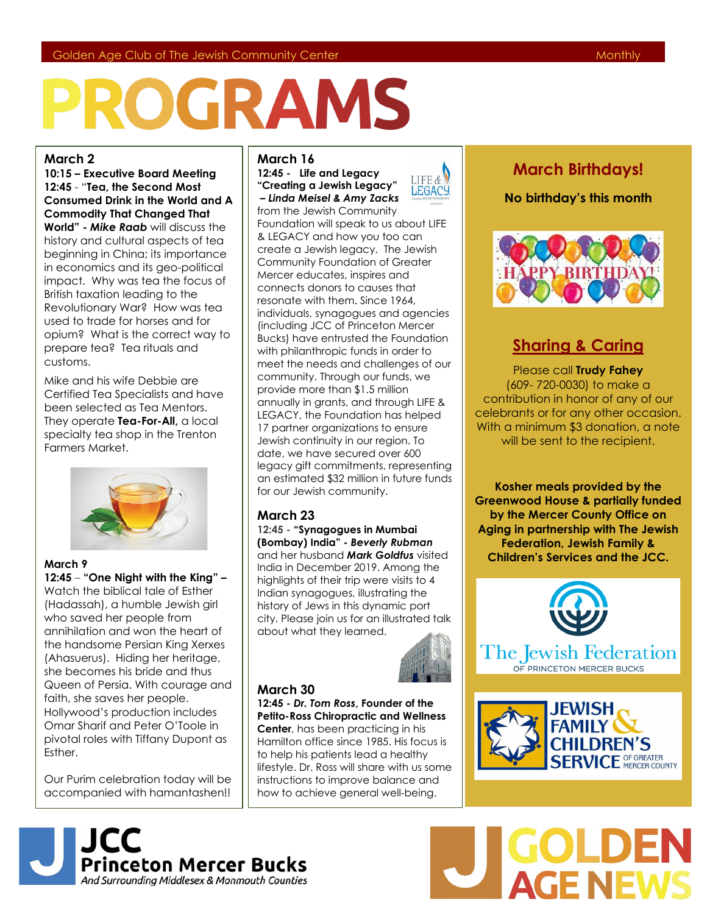Golden Age Club of The Jewish Community Center — Monthly

# PROGRAMS

## March 2

**10:15 – Executive Board Meeting**

**12:45** - "**Tea, the Second Most Consumed Drink in the World and A Commodity That Changed That World"** - ***Mike Raab*** will discuss the history and cultural aspects of tea beginning in China; its importance in economics and its geo-political impact. Why was tea the focus of British taxation leading to the Revolutionary War? How was tea used to trade for horses and for opium? What is the correct way to prepare tea? Tea rituals and customs.

Mike and his wife Debbie are Certified Tea Specialists and have been selected as Tea Mentors. They operate **Tea-For-All,** a local specialty tea shop in the Trenton Farmers Market.

## March 9

**12:45** – **"One Night with the King" –** Watch the biblical tale of Esther (Hadassah), a humble Jewish girl who saved her people from annihilation and won the heart of the handsome Persian King Xerxes (Ahasuerus). Hiding her heritage, she becomes his bride and thus Queen of Persia. With courage and faith, she saves her people. Hollywood's production includes Omar Sharif and Peter O'Toole in pivotal roles with Tiffany Dupont as Esther.

Our Purim celebration today will be accompanied with hamantashen!!

## March 16

**12:45 - Life and Legacy "Creating a Jewish Legacy"** – ***Linda Meisel & Amy Zacks*** from the Jewish Community Foundation will speak to us about LIFE & LEGACY and how you too can create a Jewish legacy. The Jewish Community Foundation of Greater Mercer educates, inspires and connects donors to causes that resonate with them. Since 1964, individuals, synagogues and agencies (including JCC of Princeton Mercer Bucks) have entrusted the Foundation with philanthropic funds in order to meet the needs and challenges of our community. Through our funds, we provide more than $1.5 million annually in grants, and through LIFE & LEGACY, the Foundation has helped 17 partner organizations to ensure Jewish continuity in our region. To date, we have secured over 600 legacy gift commitments, representing an estimated $32 million in future funds for our Jewish community.

## March 23

**12:45 - "Synagogues in Mumbai (Bombay) India" -** ***Beverly Rubman*** and her husband ***Mark Goldfus*** visited India in December 2019. Among the highlights of their trip were visits to 4 Indian synagogues, illustrating the history of Jews in this dynamic port city. Please join us for an illustrated talk about what they learned.

## March 30

**12:45 -** ***Dr. Tom Ross*****, Founder of the Petito-Ross Chiropractic and Wellness Center**, has been practicing in his Hamilton office since 1985. His focus is to help his patients lead a healthy lifestyle. Dr. Ross will share with us some instructions to improve balance and how to achieve general well-being.

## March Birthdays!

**No birthday's this month**

HAPPY BIRTHDAY!

## Sharing & Caring

Please call **Trudy Fahey** (609- 720-0030) to make a contribution in honor of any of our celebrants or for any other occasion. With a minimum $3 donation, a note will be sent to the recipient.

**Kosher meals provided by the Greenwood House & partially funded by the Mercer County Office on Aging in partnership with The Jewish Federation, Jewish Family & Children's Services and the JCC.**

The Jewish Federation OF PRINCETON MERCER BUCKS

JEWISH FAMILY & CHILDREN'S SERVICE OF GREATER MERCER COUNTY

JCC Princeton Mercer Bucks *And Surrounding Middlesex & Monmouth Counties*

GOLDEN AGE NEWS